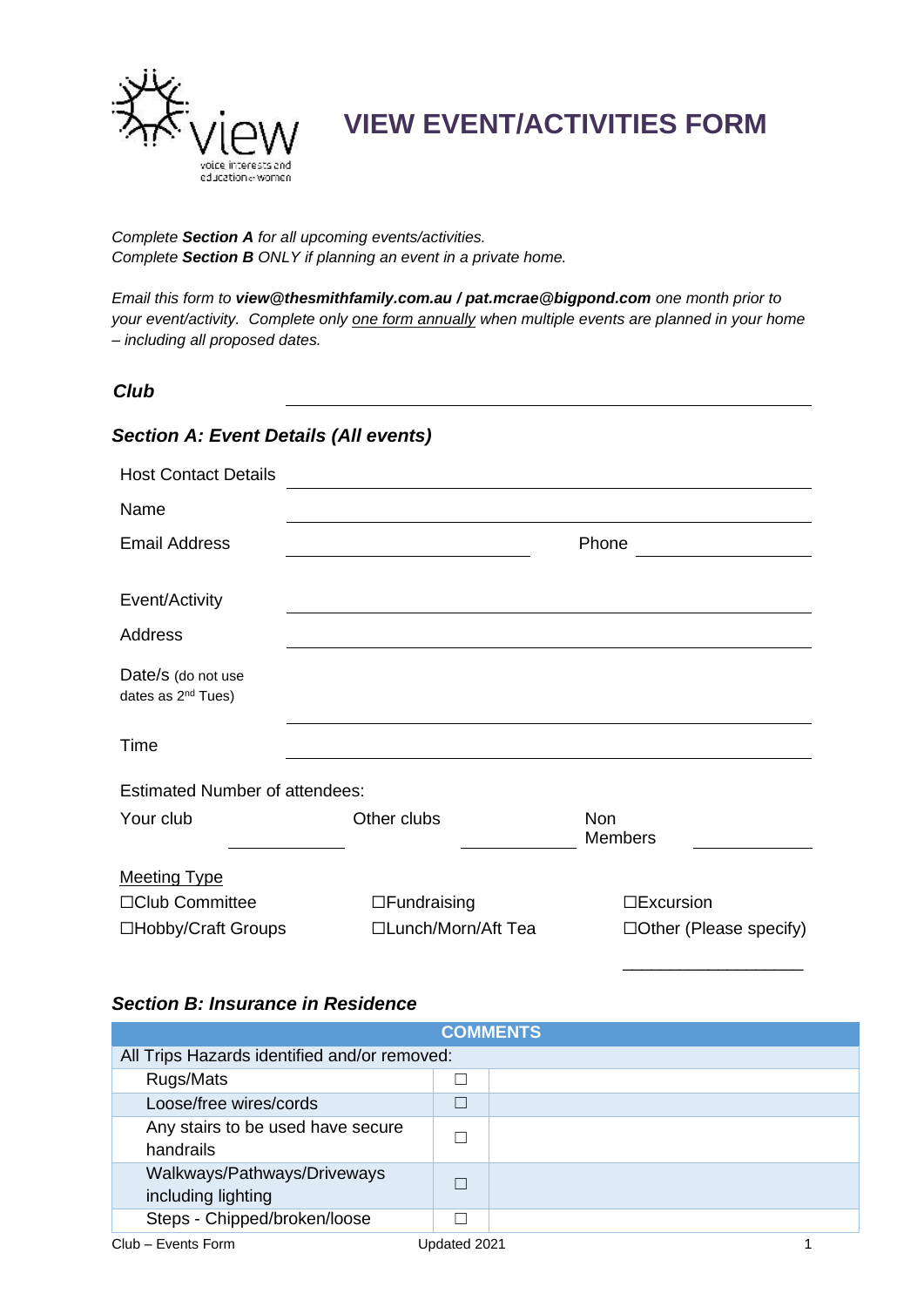# VIEW EVENT/ACTIVITIES FORM

*Complete **Section A** for all upcoming events/activities.*
*Complete **Section B** ONLY if planning an event in a private home.*

*Email this form to **view@thesmithfamily.com.au / pat.mcrae@bigpond.com** one month prior to your event/activity. Complete only <u>one form annually</u> when multiple events are planned in your home – including all proposed dates.*

***Club*** ______________________________

## *Section A: Event Details (All events)*

Host Contact Details ______________________________

Name ______________________________

Email Address ____________________ Phone ____________________

Event/Activity ______________________________

Address ______________________________

Date/s (do not use dates as 2nd Tues) ______________________________

Time ______________________________

Estimated Number of attendees:

Your club ____________ Other clubs ____________ Non Members ____________

<u>Meeting Type</u>

☐Club Committee ☐Fundraising ☐Excursion
☐Hobby/Craft Groups ☐Lunch/Morn/Aft Tea ☐Other (Please specify)

____________________

## *Section B: Insurance in Residence*

| | | COMMENTS |
|---|---|---|
| All Trips Hazards identified and/or removed: | | |
| Rugs/Mats | ☐ | |
| Loose/free wires/cords | ☐ | |
| Any stairs to be used have secure handrails | ☐ | |
| Walkways/Pathways/Driveways including lighting | ☐ | |
| Steps - Chipped/broken/loose | ☐ | |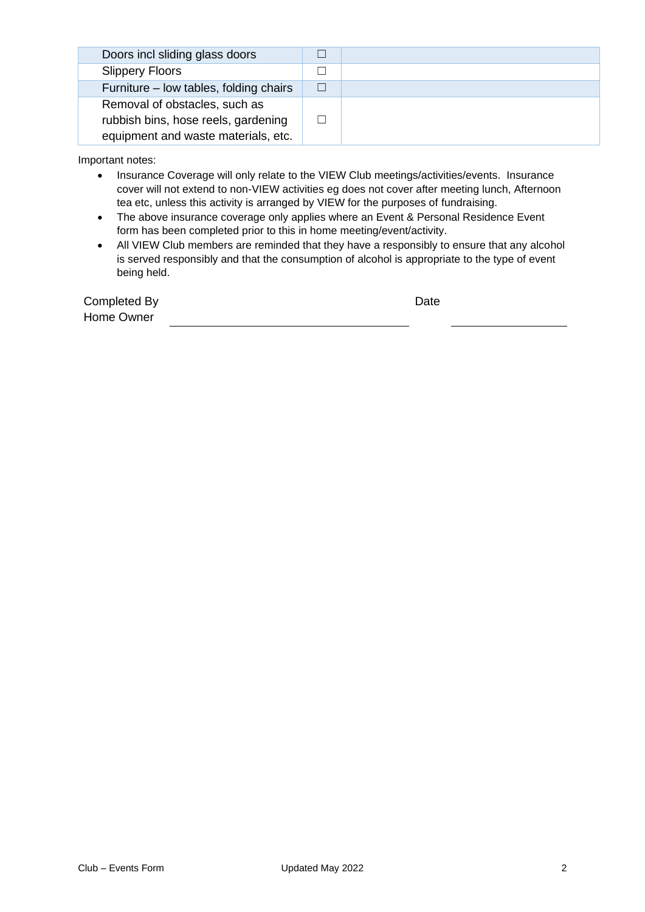| | | |
|---|---|---|
| Doors incl sliding glass doors | ☐ | |
| Slippery Floors | ☐ | |
| Furniture – low tables, folding chairs | ☐ | |
| Removal of obstacles, such as rubbish bins, hose reels, gardening equipment and waste materials, etc. | ☐ | |

Important notes:

- Insurance Coverage will only relate to the VIEW Club meetings/activities/events. Insurance cover will not extend to non-VIEW activities eg does not cover after meeting lunch, Afternoon tea etc, unless this activity is arranged by VIEW for the purposes of fundraising.
- The above insurance coverage only applies where an Event & Personal Residence Event form has been completed prior to this in home meeting/event/activity.
- All VIEW Club members are reminded that they have a responsibly to ensure that any alcohol is served responsibly and that the consumption of alcohol is appropriate to the type of event being held.

Completed By
Home Owner \_\_\_\_\_\_\_\_\_\_\_\_\_\_\_\_\_\_\_\_\_\_\_\_\_\_\_\_\_\_ Date \_\_\_\_\_\_\_\_\_\_\_\_\_\_\_